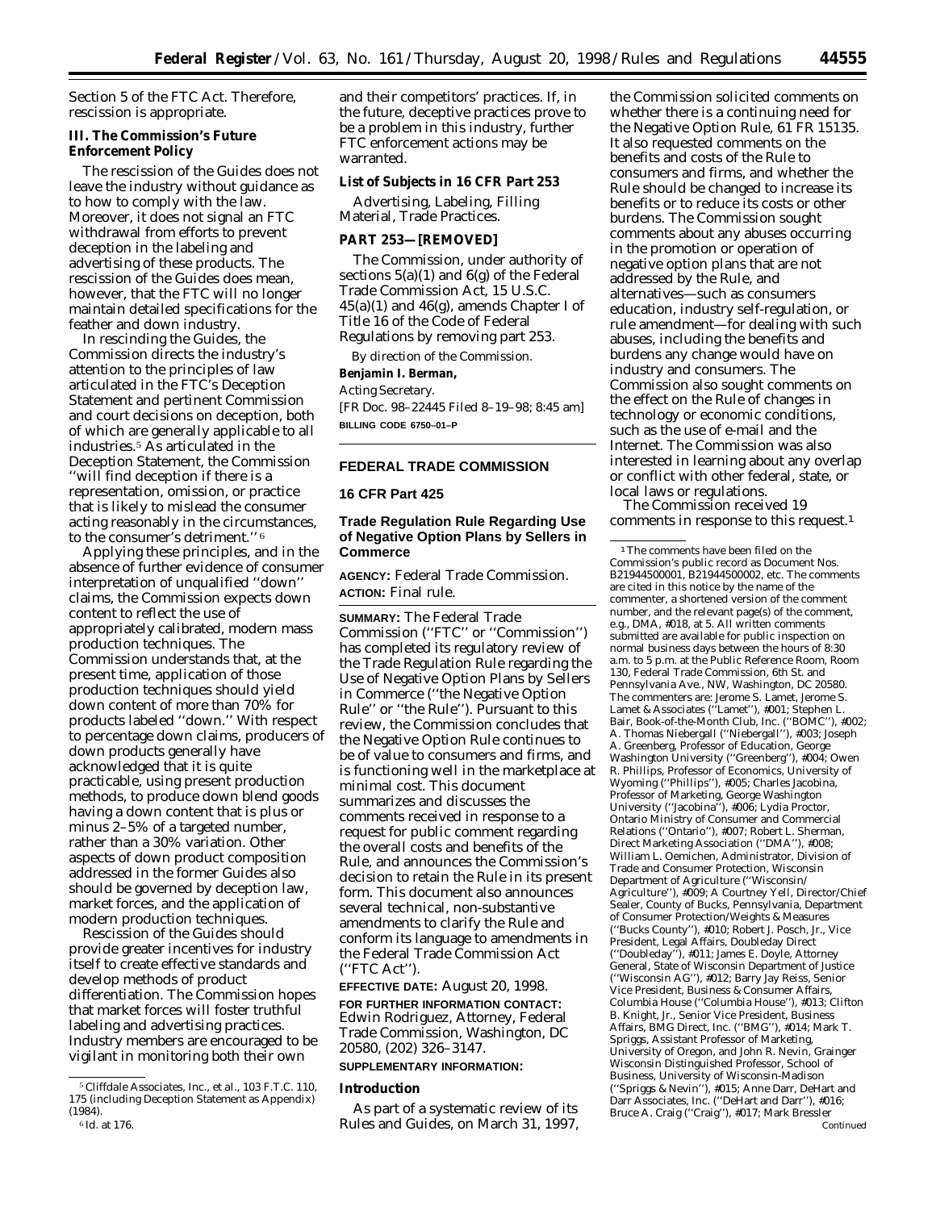Section 5 of the FTC Act. Therefore, rescission is appropriate.

## III. The Commission's Future Enforcement Policy

The rescission of the Guides does not leave the industry without guidance as to how to comply with the law. Moreover, it does not signal an FTC withdrawal from efforts to prevent deception in the labeling and advertising of these products. The rescission of the Guides does mean, however, that the FTC will no longer maintain detailed specifications for the feather and down industry.

In rescinding the Guides, the Commission directs the industry's attention to the principles of law articulated in the FTC's Deception Statement and pertinent Commission and court decisions on deception, both of which are generally applicable to all industries.[5] As articulated in the Deception Statement, the Commission "will find deception if there is a representation, omission, or practice that is likely to mislead the consumer acting reasonably in the circumstances, to the consumer's detriment."[6]

Applying these principles, and in the absence of further evidence of consumer interpretation of unqualified "down" claims, the Commission expects down content to reflect the use of appropriately calibrated, modern mass production techniques. The Commission understands that, at the present time, application of those production techniques should yield down content of more than 70% for products labeled "down." With respect to percentage down claims, producers of down products generally have acknowledged that it is quite practicable, using present production methods, to produce down blend goods having a down content that is plus or minus 2–5% of a targeted number, rather than a 30% variation. Other aspects of down product composition addressed in the former Guides also should be governed by deception law, market forces, and the application of modern production techniques.

Rescission of the Guides should provide greater incentives for industry itself to create effective standards and develop methods of product differentiation. The Commission hopes that market forces will foster truthful labeling and advertising practices. Industry members are encouraged to be vigilant in monitoring both their own and their competitors' practices. If, in the future, deceptive practices prove to be a problem in this industry, further FTC enforcement actions may be warranted.

### List of Subjects in 16 CFR Part 253

Advertising, Labeling, Filling Material, Trade Practices.

### PART 253—[REMOVED]

The Commission, under authority of sections 5(a)(1) and 6(g) of the Federal Trade Commission Act, 15 U.S.C. 45(a)(1) and 46(g), amends Chapter I of Title 16 of the Code of Federal Regulations by removing part 253.

By direction of the Commission.

**Benjamin I. Berman,**

*Acting Secretary.*

[FR Doc. 98–22445 Filed 8–19–98; 8:45 am]

**BILLING CODE 6750–01–P**

---

## FEDERAL TRADE COMMISSION

## 16 CFR Part 425

## Trade Regulation Rule Regarding Use of Negative Option Plans by Sellers in Commerce

**AGENCY:** Federal Trade Commission.

**ACTION:** Final rule.

**SUMMARY:** The Federal Trade Commission ("FTC" or "Commission") has completed its regulatory review of the Trade Regulation Rule regarding the Use of Negative Option Plans by Sellers in Commerce ("the Negative Option Rule" or "the Rule"). Pursuant to this review, the Commission concludes that the Negative Option Rule continues to be of value to consumers and firms, and is functioning well in the marketplace at minimal cost. This document summarizes and discusses the comments received in response to a request for public comment regarding the overall costs and benefits of the Rule, and announces the Commission's decision to retain the Rule in its present form. This document also announces several technical, non-substantive amendments to clarify the Rule and conform its language to amendments in the Federal Trade Commission Act ("FTC Act").

**EFFECTIVE DATE:** August 20, 1998.

**FOR FURTHER INFORMATION CONTACT:** Edwin Rodriguez, Attorney, Federal Trade Commission, Washington, DC 20580, (202) 326–3147.

**SUPPLEMENTARY INFORMATION:**

### Introduction

As part of a systematic review of its Rules and Guides, on March 31, 1997, the Commission solicited comments on whether there is a continuing need for the Negative Option Rule, 61 FR 15135. It also requested comments on the benefits and costs of the Rule to consumers and firms, and whether the Rule should be changed to increase its benefits or to reduce its costs or other burdens. The Commission sought comments about any abuses occurring in the promotion or operation of negative option plans that are not addressed by the Rule, and alternatives—such as consumers education, industry self-regulation, or rule amendment—for dealing with such abuses, including the benefits and burdens any change would have on industry and consumers. The Commission also sought comments on the effect on the Rule of changes in technology or economic conditions, such as the use of e-mail and the Internet. The Commission was also interested in learning about any overlap or conflict with other federal, state, or local laws or regulations.

The Commission received 19 comments in response to this request.[1]

---

[5] Cliffdale Associates, Inc., et al., 103 F.T.C. 110, 175 (including Deception Statement as Appendix) (1984).

[6] Id. at 176.

[1] The comments have been filed on the Commission's public record as Document Nos. B21944500001, B21944500002, etc. The comments are cited in this notice by the name of the commenter, a shortened version of the comment number, and the relevant page(s) of the comment, e.g., DMA, #018, at 5. All written comments submitted are available for public inspection on normal business days between the hours of 8:30 a.m. to 5 p.m. at the Public Reference Room, Room 130, Federal Trade Commission, 6th St. and Pennsylvania Ave., NW, Washington, DC 20580. The commenters are: Jerome S. Lamet, Jerome S. Lamet & Associates ("Lamet"), #001; Stephen L. Bair, Book-of-the-Month Club, Inc. ("BOMC"), #002; A. Thomas Niebergall ("Niebergall"), #003; Joseph A. Greenberg, Professor of Education, George Washington University ("Greenberg"), #004; Owen R. Phillips, Professor of Economics, University of Wyoming ("Phillips"), #005; Charles Jacobina, Professor of Marketing, George Washington University ("Jacobina"), #006; Lydia Proctor, Ontario Ministry of Consumer and Commercial Relations ("Ontario"), #007; Robert L. Sherman, Direct Marketing Association ("DMA"), #008; William L. Oemichen, Administrator, Division of Trade and Consumer Protection, Wisconsin Department of Agriculture ("Wisconsin/Agriculture"), #009; A Courtney Yell, Director/Chief Sealer, County of Bucks, Pennsylvania, Department of Consumer Protection/Weights & Measures ("Bucks County"), #010; Robert J. Posch, Jr., Vice President, Legal Affairs, Doubleday Direct ("Doubleday"), #011; James E. Doyle, Attorney General, State of Wisconsin Department of Justice ("Wisconsin AG"), #012; Barry Jay Reiss, Senior Vice President, Business & Consumer Affairs, Columbia House ("Columbia House"), #013; Clifton B. Knight, Jr., Senior Vice President, Business Affairs, BMG Direct, Inc. ("BMG"), #014; Mark T. Spriggs, Assistant Professor of Marketing, University of Oregon, and John R. Nevin, Grainger Wisconsin Distinguished Professor, School of Business, University of Wisconsin-Madison ("Spriggs & Nevin"), #015; Anne Darr, DeHart and Darr Associates, Inc. ("DeHart and Darr"), #016; Bruce A. Craig ("Craig"), #017; Mark Bressler

Continued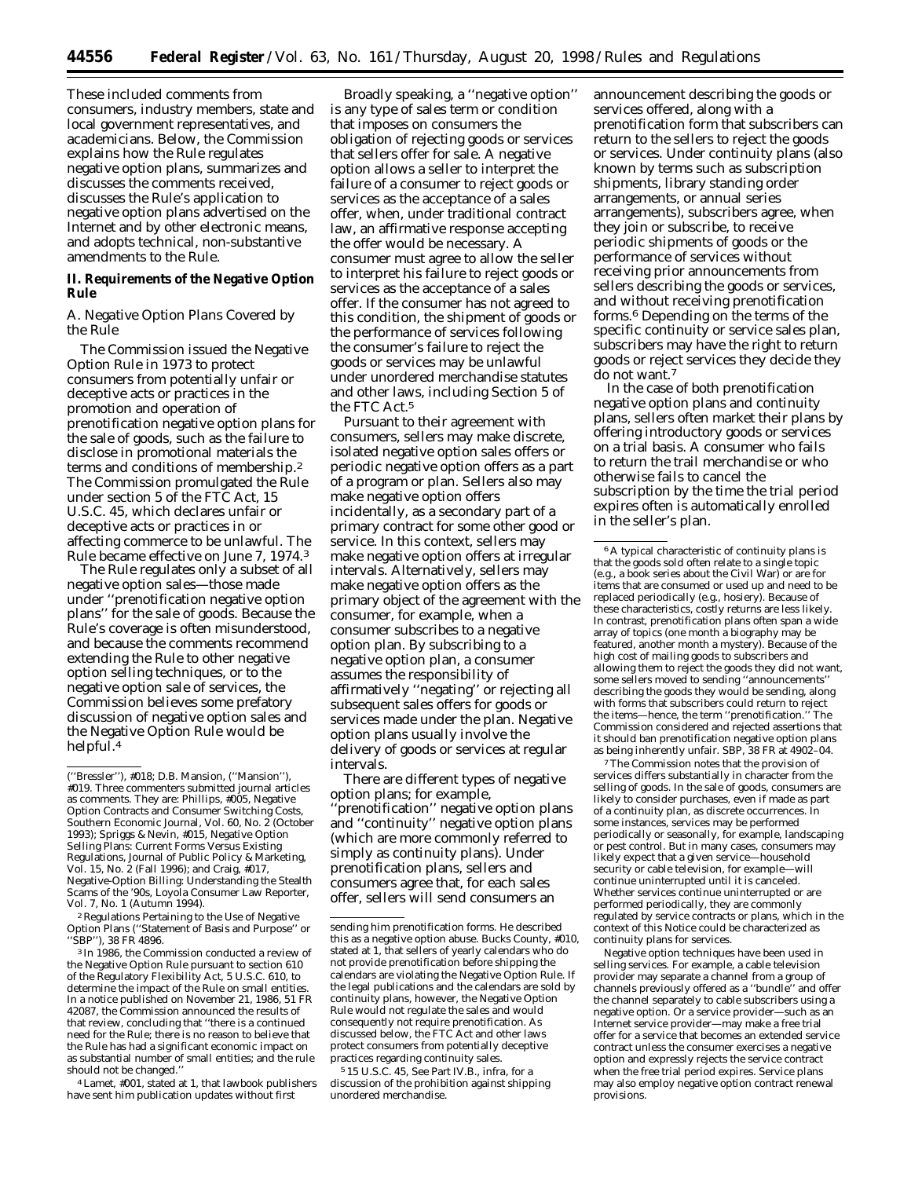These included comments from consumers, industry members, state and local government representatives, and academicians. Below, the Commission explains how the Rule regulates negative option plans, summarizes and discusses the comments received, discusses the Rule's application to negative option plans advertised on the Internet and by other electronic means, and adopts technical, non-substantive amendments to the Rule.

## II. Requirements of the Negative Option Rule

### A. Negative Option Plans Covered by the Rule

The Commission issued the Negative Option Rule in 1973 to protect consumers from potentially unfair or deceptive acts or practices in the promotion and operation of prenotification negative option plans for the sale of goods, such as the failure to disclose in promotional materials the terms and conditions of membership.[2] The Commission promulgated the Rule under section 5 of the FTC Act, 15 U.S.C. 45, which declares unfair or deceptive acts or practices in or affecting commerce to be unlawful. The Rule became effective on June 7, 1974.[3]

The Rule regulates only a subset of all negative option sales—those made under ''prenotification negative option plans'' for the sale of goods. Because the Rule's coverage is often misunderstood, and because the comments recommend extending the Rule to other negative option selling techniques, or to the negative option sale of services, the Commission believes some prefatory discussion of negative option sales and the Negative Option Rule would be helpful.[4]

Broadly speaking, a ''negative option'' is any type of sales term or condition that imposes on consumers the obligation of rejecting goods or services that sellers offer for sale. A negative option allows a seller to interpret the failure of a consumer to reject goods or services as the acceptance of a sales offer, when, under traditional contract law, an affirmative response accepting the offer would be necessary. A consumer must agree to allow the seller to interpret his failure to reject goods or services as the acceptance of a sales offer. If the consumer has not agreed to this condition, the shipment of goods or the performance of services following the consumer's failure to reject the goods or services may be unlawful under unordered merchandise statutes and other laws, including Section 5 of the FTC Act.[5]

Pursuant to their agreement with consumers, sellers may make discrete, isolated negative option sales offers or periodic negative option offers as a part of a program or plan. Sellers also may make negative option offers incidentally, as a secondary part of a primary contract for some other good or service. In this context, sellers may make negative option offers at irregular intervals. Alternatively, sellers may make negative option offers as the primary object of the agreement with the consumer, for example, when a consumer subscribes to a negative option plan. By subscribing to a negative option plan, a consumer assumes the responsibility of affirmatively ''negating'' or rejecting all subsequent sales offers for goods or services made under the plan. Negative option plans usually involve the delivery of goods or services at regular intervals.

There are different types of negative option plans; for example, ''prenotification'' negative option plans and ''continuity'' negative option plans (which are more commonly referred to simply as continuity plans). Under prenotification plans, sellers and consumers agree that, for each sales offer, sellers will send consumers an announcement describing the goods or services offered, along with a prenotification form that subscribers can return to the sellers to reject the goods or services. Under continuity plans (also known by terms such as subscription shipments, library standing order arrangements, or annual series arrangements), subscribers agree, when they join or subscribe, to receive periodic shipments of goods or the performance of services without receiving prior announcements from sellers describing the goods or services, and without receiving prenotification forms.[6] Depending on the terms of the specific continuity or service sales plan, subscribers may have the right to return goods or reject services they decide they do not want.[7]

In the case of both prenotification negative option plans and continuity plans, sellers often market their plans by offering introductory goods or services on a trial basis. A consumer who fails to return the trail merchandise or who otherwise fails to cancel the subscription by the time the trial period expires often is automatically enrolled in the seller's plan.

---

(''Bressler''), #018; D.B. Mansion, (''Mansion''), #019. Three commenters submitted journal articles as comments. They are: Phillips, #005, Negative Option Contracts and Consumer Switching Costs, Southern Economic Journal, Vol. 60, No. 2 (October 1993); Spriggs & Nevin, #015, Negative Option Selling Plans: Current Forms Versus Existing Regulations, Journal of Public Policy & Marketing, Vol. 15, No. 2 (Fall 1996); and Craig, #017, Negative-Option Billing: Understanding the Stealth Scams of the '90s, Loyola Consumer Law Reporter, Vol. 7, No. 1 (Autumn 1994).

[2] Regulations Pertaining to the Use of Negative Option Plans (''Statement of Basis and Purpose'' or ''SBP''), 38 FR 4896.

[3] In 1986, the Commission conducted a review of the Negative Option Rule pursuant to section 610 of the Regulatory Flexibility Act, 5 U.S.C. 610, to determine the impact of the Rule on small entities. In a notice published on November 21, 1986, 51 FR 42087, the Commission announced the results of that review, concluding that ''there is a continued need for the Rule; there is no reason to believe that the Rule has had a significant economic impact on as substantial number of small entities; and the rule should not be changed.''

[4] Lamet, #001, stated at 1, that lawbook publishers have sent him publication updates without first sending him prenotification forms. He described this as a negative option abuse. Bucks County, #010, stated at 1, that sellers of yearly calendars who do not provide prenotification before shipping the calendars are violating the Negative Option Rule. If the legal publications and the calendars are sold by continuity plans, however, the Negative Option Rule would not regulate the sales and would consequently not require prenotification. As discussed below, the FTC Act and other laws protect consumers from potentially deceptive practices regarding continuity sales.

[5] 15 U.S.C. 45, See Part IV.B., infra, for a discussion of the prohibition against shipping unordered merchandise.

[6] A typical characteristic of continuity plans is that the goods sold often relate to a single topic (e.g., a book series about the Civil War) or are for items that are consumed or used up and need to be replaced periodically (e.g., hosiery). Because of these characteristics, costly returns are less likely. In contrast, prenotification plans often span a wide array of topics (one month a biography may be featured, another month a mystery). Because of the high cost of mailing goods to subscribers and allowing them to reject the goods they did not want, some sellers moved to sending ''announcements'' describing the goods they would be sending, along with forms that subscribers could return to reject the items—hence, the term ''prenotification.'' The Commission considered and rejected assertions that it should ban prenotification negative option plans as being inherently unfair. SBP, 38 FR at 4902–04.

[7] The Commission notes that the provision of services differs substantially in character from the selling of goods. In the sale of goods, consumers are likely to consider purchases, even if made as part of a continuity plan, as discrete occurrences. In some instances, services may be performed periodically or seasonally, for example, landscaping or pest control. But in many cases, consumers may likely expect that a given service—household security or cable television, for example—will continue uninterrupted until it is canceled. Whether services continue uninterrupted or are performed periodically, they are commonly regulated by service contracts or plans, which in the context of this Notice could be characterized as continuity plans for services.

Negative option techniques have been used in selling services. For example, a cable television provider may separate a channel from a group of channels previously offered as a ''bundle'' and offer the channel separately to cable subscribers using a negative option. Or a service provider—such as an Internet service provider—may make a free trial offer for a service that becomes an extended service contract unless the consumer exercises a negative option and expressly rejects the service contract when the free trial period expires. Service plans may also employ negative option contract renewal provisions.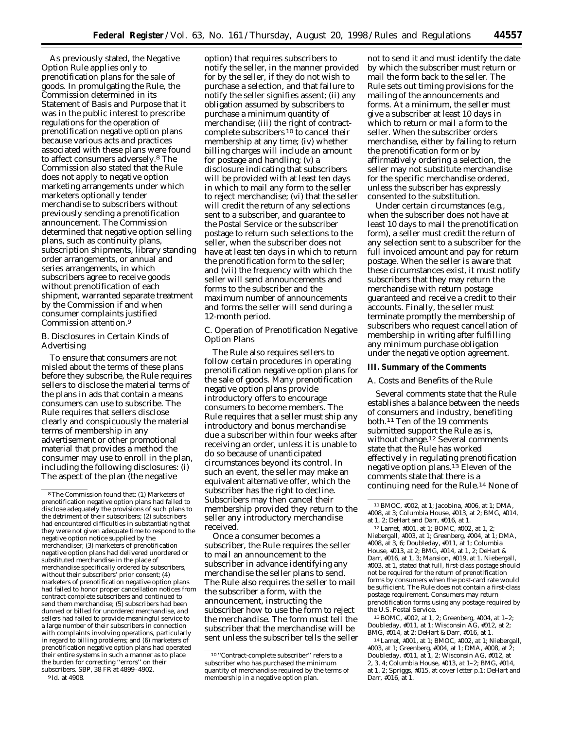As previously stated, the Negative Option Rule applies only to prenotification plans for the sale of goods. In promulgating the Rule, the Commission determined in its Statement of Basis and Purpose that it was in the public interest to prescribe regulations for the operation of prenotification negative option plans because various acts and practices associated with these plans were found to affect consumers adversely.[8] The Commission also stated that the Rule does not apply to negative option marketing arrangements under which marketers optionally tender merchandise to subscribers without previously sending a prenotification announcement. The Commission determined that negative option selling plans, such as continuity plans, subscription shipments, library standing order arrangements, or annual and series arrangements, in which subscribers agree to receive goods without prenotification of each shipment, warranted separate treatment by the Commission if and when consumer complaints justified Commission attention.[9]

### B. Disclosures in Certain Kinds of Advertising

To ensure that consumers are not misled about the terms of these plans before they subscribe, the Rule requires sellers to disclose the material terms of the plans in ads that contain a means consumers can use to subscribe. The Rule requires that sellers disclose clearly and conspicuously the material terms of membership in any advertisement or other promotional material that provides a method the consumer may use to enroll in the plan, including the following disclosures: (i) The aspect of the plan (the negative option) that requires subscribers to notify the seller, in the manner provided for by the seller, if they do not wish to purchase a selection, and that failure to notify the seller signifies assent; (ii) any obligation assumed by subscribers to purchase a minimum quantity of merchandise; (iii) the right of contract-complete subscribers[10] to cancel their membership at any time; (iv) whether billing charges will include an amount for postage and handling; (v) a disclosure indicating that subscribers will be provided with at least ten days in which to mail any form to the seller to reject merchandise; (vi) that the seller will credit the return of any selections sent to a subscriber, and guarantee to the Postal Service or the subscriber postage to return such selections to the seller, when the subscriber does not have at least ten days in which to return the prenotification form to the seller; and (vii) the frequency with which the seller will send announcements and forms to the subscriber and the maximum number of announcements and forms the seller will send during a 12-month period.

### C. Operation of Prenotification Negative Option Plans

The Rule also requires sellers to follow certain procedures in operating prenotification negative option plans for the sale of goods. Many prenotification negative option plans provide introductory offers to encourage consumers to become members. The Rule requires that a seller must ship any introductory and bonus merchandise due a subscriber within four weeks after receiving an order, unless it is unable to do so because of unanticipated circumstances beyond its control. In such an event, the seller may make an equivalent alternative offer, which the subscriber has the right to decline. Subscribers may then cancel their membership provided they return to the seller any introductory merchandise received.

Once a consumer becomes a subscriber, the Rule requires the seller to mail an announcement to the subscriber in advance identifying any merchandise the seller plans to send. The Rule also requires the seller to mail the subscriber a form, with the announcement, instructing the subscriber how to use the form to reject the merchandise. The form must tell the subscriber that the merchandise will be sent unless the subscriber tells the seller not to send it and must identify the date by which the subscriber must return or mail the form back to the seller. The Rule sets out timing provisions for the mailing of the announcements and forms. At a minimum, the seller must give a subscriber at least 10 days in which to return or mail a form to the seller. When the subscriber orders merchandise, either by failing to return the prenotification form or by affirmatively ordering a selection, the seller may not substitute merchandise for the specific merchandise ordered, unless the subscriber has expressly consented to the substitution.

Under certain circumstances (*e.g.*, when the subscriber does not have at least 10 days to mail the prenotification form), a seller must credit the return of any selection sent to a subscriber for the full invoiced amount and pay for return postage. When the seller is aware that these circumstances exist, it must notify subscribers that they may return the merchandise with return postage guaranteed and receive a credit to their accounts. Finally, the seller must terminate promptly the membership of subscribers who request cancellation of membership in writing after fulfilling any minimum purchase obligation under the negative option agreement.

## III. Summary of the Comments

### A. Costs and Benefits of the Rule

Several comments state that the Rule establishes a balance between the needs of consumers and industry, benefiting both.[11] Ten of the 19 comments submitted support the Rule as is, without change.[12] Several comments state that the Rule has worked effectively in regulating prenotification negative option plans.[13] Eleven of the comments state that there is a continuing need for the Rule.[14] None of

---

[8] The Commission found that: (1) Marketers of prenotification negative option plans had failed to disclose adequately the provisions of such plans to the detriment of their subscribers; (2) subscribers had encountered difficulties in substantiating that they were not given adequate time to respond to the negative option notice supplied by the merchandiser; (3) marketers of prenotification negative option plans had delivered unordered or substituted merchandise in the place of merchandise specifically ordered by subscribers, without their subscribers' prior consent; (4) marketers of prenotification negative option plans had failed to honor proper cancellation notices from contract-complete subscribers and continued to send them merchandise; (5) subscribers had been dunned or billed for unordered merchandise, and sellers had failed to provide meaningful service to a large number of their subscribers in connection with complaints involving operations, particularly in regard to billing problems; and (6) marketers of prenotification negative option plans had operated their entire systems in such a manner as to place the burden for correcting ''errors'' on their subscribers. SBP, 38 FR at 4899–4902.

[9] *Id.* at 4908.

[10] ''Contract-complete subscriber'' refers to a subscriber who has purchased the minimum quantity of merchandise required by the terms of membership in a negative option plan.

[11] BMOC, #002, at 1; Jacobina, #006, at 1; DMA, #008, at 3; Columbia House, #013, at 2; BMG, #014, at 1, 2; DeHart and Darr, #016, at 1.

[12] Lamet, #001, at 1; BOMC, #002, at 1, 2; Niebergall, #003, at 1; Greenberg, #004, at 1; DMA, #008, at 3, 6; Doubleday, #011, at 1; Columbia House, #013, at 2; BMG, #014, at 1, 2; DeHart & Darr, #016, at 1, 3; Mansion, #019, at 1. Niebergall, #003, at 1, stated that full, first-class postage should not be required for the return of prenotification forms by consumers when the post-card rate would be sufficient. The Rule does not contain a first-class postage requirement. Consumers may return prenotification forms using any postage required by the U.S. Postal Service.

[13] BOMC, #002, at 1, 2; Greenberg, #004, at 1–2; Doubleday, #011, at 1; Wisconsin AG, #012, at 2; BMG, #014, at 2; DeHart & Darr, #016, at 1.

[14] Lamet, #001, at 1; BMOC, #002, at 1; Niebergall, #003, at 1; Greenberg, #004, at 1; DMA, #008, at 2; Doubleday, #011, at 1, 2; Wisconsin AG, #012, at 2, 3, 4; Columbia House, #013, at 1–2; BMG, #014, at 1, 2; Spriggs, #015, at cover letter p.1; DeHart and Darr, #016, at 1.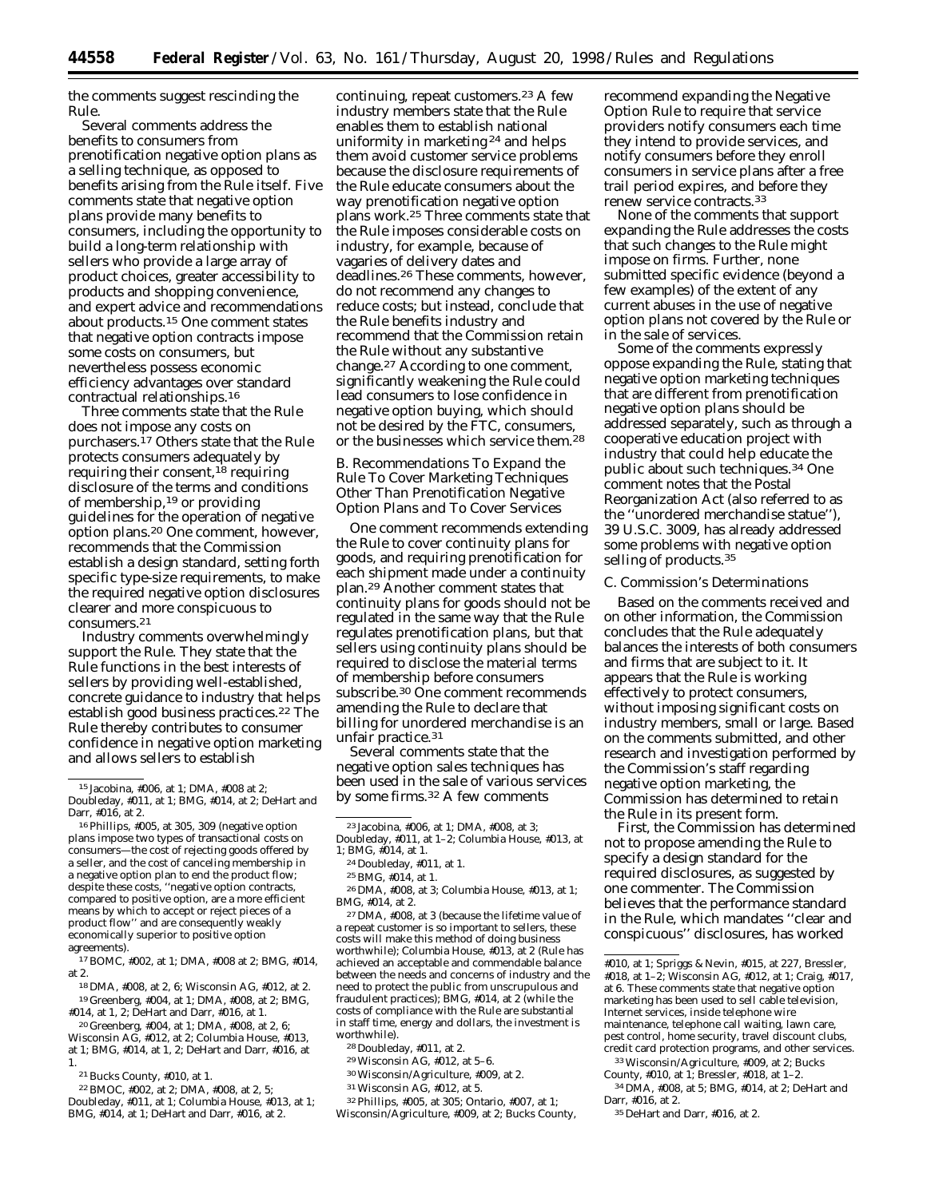the comments suggest rescinding the Rule.

Several comments address the benefits to consumers from prenotification negative option plans as a selling technique, as opposed to benefits arising from the Rule itself. Five comments state that negative option plans provide many benefits to consumers, including the opportunity to build a long-term relationship with sellers who provide a large array of product choices, greater accessibility to products and shopping convenience, and expert advice and recommendations about products.[15] One comment states that negative option contracts impose some costs on consumers, but nevertheless possess economic efficiency advantages over standard contractual relationships.[16]

Three comments state that the Rule does not impose any costs on purchasers.[17] Others state that the Rule protects consumers adequately by requiring their consent,[18] requiring disclosure of the terms and conditions of membership,[19] or providing guidelines for the operation of negative option plans.[20] One comment, however, recommends that the Commission establish a design standard, setting forth specific type-size requirements, to make the required negative option disclosures clearer and more conspicuous to consumers.[21]

Industry comments overwhelmingly support the Rule. They state that the Rule functions in the best interests of sellers by providing well-established, concrete guidance to industry that helps establish good business practices.[22] The Rule thereby contributes to consumer confidence in negative option marketing and allows sellers to establish continuing, repeat customers.[23] A few industry members state that the Rule enables them to establish national uniformity in marketing[24] and helps them avoid customer service problems because the disclosure requirements of the Rule educate consumers about the way prenotification negative option plans work.[25] Three comments state that the Rule imposes considerable costs on industry, for example, because of vagaries of delivery dates and deadlines.[26] These comments, however, do not recommend any changes to reduce costs; but instead, conclude that the Rule benefits industry and recommend that the Commission retain the Rule without any substantive change.[27] According to one comment, significantly weakening the Rule could lead consumers to lose confidence in negative option buying, which should not be desired by the FTC, consumers, or the businesses which service them.[28]

*B. Recommendations To Expand the Rule To Cover Marketing Techniques Other Than Prenotification Negative Option Plans and To Cover Services*

One comment recommends extending the Rule to cover continuity plans for goods, and requiring prenotification for each shipment made under a continuity plan.[29] Another comment states that continuity plans for goods should not be regulated in the same way that the Rule regulates prenotification plans, but that sellers using continuity plans should be required to disclose the material terms of membership before consumers subscribe.[30] One comment recommends amending the Rule to declare that billing for unordered merchandise is an unfair practice.[31]

Several comments state that the negative option sales techniques has been used in the sale of various services by some firms.[32] A few comments recommend expanding the Negative Option Rule to require that service providers notify consumers each time they intend to provide services, and notify consumers before they enroll consumers in service plans after a free trail period expires, and before they renew service contracts.[33]

None of the comments that support expanding the Rule addresses the costs that such changes to the Rule might impose on firms. Further, none submitted specific evidence (beyond a few examples) of the extent of any current abuses in the use of negative option plans not covered by the Rule or in the sale of services.

Some of the comments expressly oppose expanding the Rule, stating that negative option marketing techniques that are different from prenotification negative option plans should be addressed separately, such as through a cooperative education project with industry that could help educate the public about such techniques.[34] One comment notes that the Postal Reorganization Act (also referred to as the ''unordered merchandise statue''), 39 U.S.C. 3009, has already addressed some problems with negative option selling of products.[35]

*C. Commission's Determinations*

Based on the comments received and on other information, the Commission concludes that the Rule adequately balances the interests of both consumers and firms that are subject to it. It appears that the Rule is working effectively to protect consumers, without imposing significant costs on industry members, small or large. Based on the comments submitted, and other research and investigation performed by the Commission's staff regarding negative option marketing, the Commission has determined to retain the Rule in its present form.

First, the Commission has determined not to propose amending the Rule to specify a design standard for the required disclosures, as suggested by one commenter. The Commission believes that the performance standard in the Rule, which mandates ''clear and conspicuous'' disclosures, has worked

---

[15] Jacobina, #006, at 1; DMA, #008 at 2; Doubleday, #011, at 1; BMG, #014, at 2; DeHart and Darr, #016, at 2.

[16] Phillips, #005, at 305, 309 (negative option plans impose two types of transactional costs on consumers—the cost of rejecting goods offered by a seller, and the cost of canceling membership in a negative option plan to end the product flow; despite these costs, ''negative option contracts, compared to positive option, are a more efficient means by which to accept or reject pieces of a product flow'' and are consequently weakly economically superior to positive option agreements).

[17] BOMC, #002, at 1; DMA, #008 at 2; BMG, #014, at 2.

[18] DMA, #008, at 2, 6; Wisconsin AG, #012, at 2.

[19] Greenberg, #004, at 1; DMA, #008, at 2; BMG, #014, at 1, 2; DeHart and Darr, #016, at 1.

[20] Greenberg, #004, at 1; DMA, #008, at 2, 6; Wisconsin AG, #012, at 2; Columbia House, #013, at 1; BMG, #014, at 1, 2; DeHart and Darr, #016, at 1.

[21] Bucks County, #010, at 1.

[22] BMOC, #002, at 2; DMA, #008, at 2, 5; Doubleday, #011, at 1; Columbia House, #013, at 1; BMG, #014, at 1; DeHart and Darr, #016, at 2.

[23] Jacobina, #006, at 1; DMA, #008, at 3; Doubleday, #011, at 1–2; Columbia House, #013, at 1; BMG, #014, at 1.

[24] Doubleday, #011, at 1.

[25] BMG, #014, at 1.

[26] DMA, #008, at 3; Columbia House, #013, at 1; BMG, #014, at 2.

[27] DMA, #008, at 3 (because the lifetime value of a repeat customer is so important to sellers, these costs will make this method of doing business worthwhile); Columbia House, #013, at 2 (Rule has achieved an acceptable and commendable balance between the needs and concerns of industry and the need to protect the public from unscrupulous and fraudulent practices); BMG, #014, at 2 (while the costs of compliance with the Rule are substantial in staff time, energy and dollars, the investment is worthwhile).

[28] Doubleday, #011, at 2.

[29] Wisconsin AG, #012, at 5–6.

[30] Wisconsin/Agriculture, #009, at 2.

[31] Wisconsin AG, #012, at 5.

[32] Phillips, #005, at 305; Ontario, #007, at 1; Wisconsin/Agriculture, #009, at 2; Bucks County, #010, at 1; Spriggs & Nevin, #015, at 227, Bressler, #018, at 1–2; Wisconsin AG, #012, at 1; Craig, #017, at 6. These comments state that negative option marketing has been used to sell cable television, Internet services, inside telephone wire maintenance, telephone call waiting, lawn care, pest control, home security, travel discount clubs, credit card protection programs, and other services.

[33] Wisconsin/Agriculture, #009, at 2; Bucks County, #010, at 1; Bressler, #018, at 1–2.

[34] DMA, #008, at 5; BMG, #014, at 2; DeHart and Darr, #016, at 2.

[35] DeHart and Darr, #016, at 2.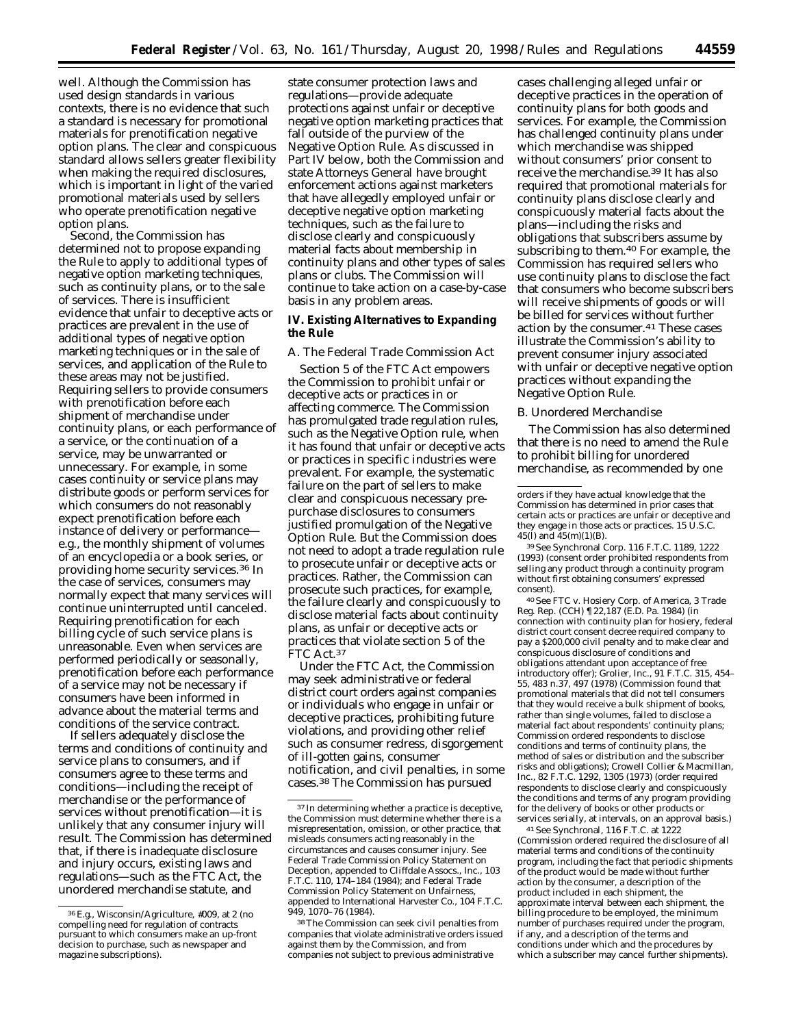well. Although the Commission has used design standards in various contexts, there is no evidence that such a standard is necessary for promotional materials for prenotification negative option plans. The clear and conspicuous standard allows sellers greater flexibility when making the required disclosures, which is important in light of the varied promotional materials used by sellers who operate prenotification negative option plans.

Second, the Commission has determined not to propose expanding the Rule to apply to additional types of negative option marketing techniques, such as continuity plans, or to the sale of services. There is insufficient evidence that unfair to deceptive acts or practices are prevalent in the use of additional types of negative option marketing techniques or in the sale of services, and application of the Rule to these areas may not be justified. Requiring sellers to provide consumers with prenotification before each shipment of merchandise under continuity plans, or each performance of a service, or the continuation of a service, may be unwarranted or unnecessary. For example, in some cases continuity or service plans may distribute goods or perform services for which consumers do not reasonably expect prenotification before each instance of delivery or performance—e.g., the monthly shipment of volumes of an encyclopedia or a book series, or providing home security services.[36] In the case of services, consumers may normally expect that many services will continue uninterrupted until canceled. Requiring prenotification for each billing cycle of such service plans is unreasonable. Even when services are performed periodically or seasonally, prenotification before each performance of a service may not be necessary if consumers have been informed in advance about the material terms and conditions of the service contract.

If sellers adequately disclose the terms and conditions of continuity and service plans to consumers, and if consumers agree to these terms and conditions—including the receipt of merchandise or the performance of services without prenotification—it is unlikely that any consumer injury will result. The Commission has determined that, if there is inadequate disclosure and injury occurs, existing laws and regulations—such as the FTC Act, the unordered merchandise statute, and state consumer protection laws and regulations—provide adequate protections against unfair or deceptive negative option marketing practices that fall outside of the purview of the Negative Option Rule. As discussed in Part IV below, both the Commission and state Attorneys General have brought enforcement actions against marketers that have allegedly employed unfair or deceptive negative option marketing techniques, such as the failure to disclose clearly and conspicuously material facts about membership in continuity plans and other types of sales plans or clubs. The Commission will continue to take action on a case-by-case basis in any problem areas.

## IV. Existing Alternatives to Expanding the Rule

### A. The Federal Trade Commission Act

Section 5 of the FTC Act empowers the Commission to prohibit unfair or deceptive acts or practices in or affecting commerce. The Commission has promulgated trade regulation rules, such as the Negative Option rule, when it has found that unfair or deceptive acts or practices in specific industries were prevalent. For example, the systematic failure on the part of sellers to make clear and conspicuous necessary pre-purchase disclosures to consumers justified promulgation of the Negative Option Rule. But the Commission does not need to adopt a trade regulation rule to prosecute unfair or deceptive acts or practices. Rather, the Commission can prosecute such practices, for example, the failure clearly and conspicuously to disclose material facts about continuity plans, as unfair or deceptive acts or practices that violate section 5 of the FTC Act.[37]

Under the FTC Act, the Commission may seek administrative or federal district court orders against companies or individuals who engage in unfair or deceptive practices, prohibiting future violations, and providing other relief such as consumer redress, disgorgement of ill-gotten gains, consumer notification, and civil penalties, in some cases.[38] The Commission has pursued cases challenging alleged unfair or deceptive practices in the operation of continuity plans for both goods and services. For example, the Commission has challenged continuity plans under which merchandise was shipped without consumers' prior consent to receive the merchandise.[39] It has also required that promotional materials for continuity plans disclose clearly and conspicuously material facts about the plans—including the risks and obligations that subscribers assume by subscribing to them.[40] For example, the Commission has required sellers who use continuity plans to disclose the fact that consumers who become subscribers will receive shipments of goods or will be billed for services without further action by the consumer.[41] These cases illustrate the Commission's ability to prevent consumer injury associated with unfair or deceptive negative option practices without expanding the Negative Option Rule.

### B. Unordered Merchandise

The Commission has also determined that there is no need to amend the Rule to prohibit billing for unordered merchandise, as recommended by one

---

[36] E.g., Wisconsin/Agriculture, #009, at 2 (no compelling need for regulation of contracts pursuant to which consumers make an up-front decision to purchase, such as newspaper and magazine subscriptions).

[37] In determining whether a practice is deceptive, the Commission must determine whether there is a misrepresentation, omission, or other practice, that misleads consumers acting reasonably in the circumstances and causes consumer injury. See Federal Trade Commission Policy Statement on Deception, appended to Cliffdale Assocs., Inc., 103 F.T.C. 110, 174–184 (1984); and Federal Trade Commission Policy Statement on Unfairness, appended to International Harvester Co., 104 F.T.C. 949, 1070–76 (1984).

[38] The Commission can seek civil penalties from companies that violate administrative orders issued against them by the Commission, and from companies not subject to previous administrative orders if they have actual knowledge that the Commission has determined in prior cases that certain acts or practices are unfair or deceptive and they engage in those acts or practices. 15 U.S.C. 45(l) and 45(m)(1)(B).

[39] See Synchronal Corp. 116 F.T.C. 1189, 1222 (1993) (consent order prohibited respondents from selling any product through a continuity program without first obtaining consumers' expressed consent).

[40] See FTC v. Hosiery Corp. of America, 3 Trade Reg. Rep. (CCH) ¶ 22,187 (E.D. Pa. 1984) (in connection with continuity plan for hosiery, federal district court consent decree required company to pay a $200,000 civil penalty and to make clear and conspicuous disclosure of conditions and obligations attendant upon acceptance of free introductory offer); Grolier, Inc., 91 F.T.C. 315, 454–55, 483 n.37, 497 (1978) (Commission found that promotional materials that did not tell consumers that they would receive a bulk shipment of books, rather than single volumes, failed to disclose a material fact about respondents' continuity plans; Commission ordered respondents to disclose conditions and terms of continuity plans, the method of sales or distribution and the subscriber risks and obligations); Crowell Collier & Macmillan, Inc., 82 F.T.C. 1292, 1305 (1973) (order required respondents to disclose clearly and conspicuously the conditions and terms of any program providing for the delivery of books or other products or services serially, at intervals, on an approval basis.)

[41] See Synchronal, 116 F.T.C. at 1222 (Commission ordered required the disclosure of all material terms and conditions of the continuity program, including the fact that periodic shipments of the product would be made without further action by the consumer, a description of the product included in each shipment, the approximate interval between each shipment, the billing procedure to be employed, the minimum number of purchases required under the program, if any, and a description of the terms and conditions under which and the procedures by which a subscriber may cancel further shipments).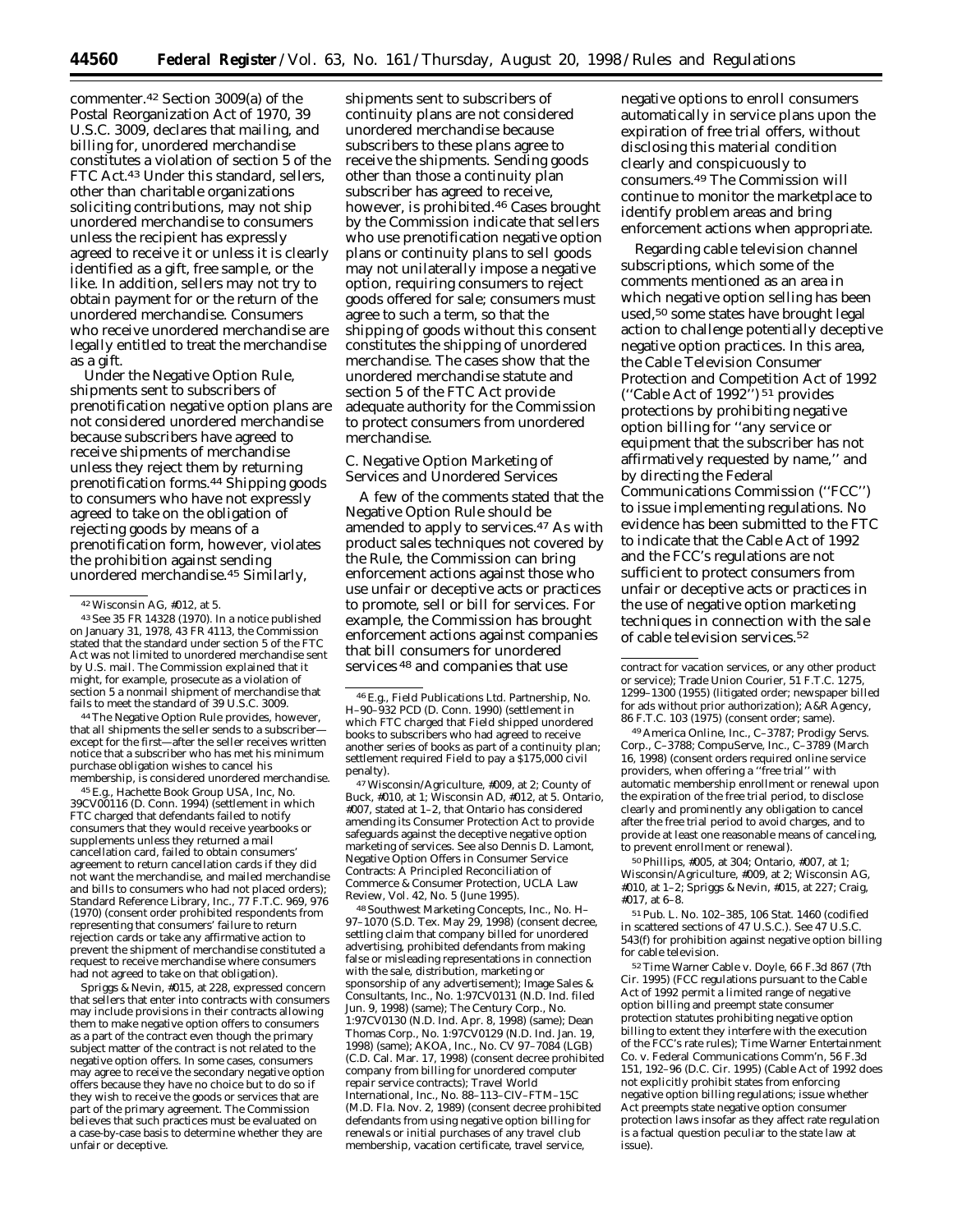commenter.[42] Section 3009(a) of the Postal Reorganization Act of 1970, 39 U.S.C. 3009, declares that mailing, and billing for, unordered merchandise constitutes a violation of section 5 of the FTC Act.[43] Under this standard, sellers, other than charitable organizations soliciting contributions, may not ship unordered merchandise to consumers unless the recipient has expressly agreed to receive it or unless it is clearly identified as a gift, free sample, or the like. In addition, sellers may not try to obtain payment for or the return of the unordered merchandise. Consumers who receive unordered merchandise are legally entitled to treat the merchandise as a gift.

Under the Negative Option Rule, shipments sent to subscribers of prenotification negative option plans are not considered unordered merchandise because subscribers have agreed to receive shipments of merchandise unless they reject them by returning prenotification forms.[44] Shipping goods to consumers who have not expressly agreed to take on the obligation of rejecting goods by means of a prenotification form, however, violates the prohibition against sending unordered merchandise.[45] Similarly, shipments sent to subscribers of continuity plans are not considered unordered merchandise because subscribers to these plans agree to receive the shipments. Sending goods other than those a continuity plan subscriber has agreed to receive, however, is prohibited.[46] Cases brought by the Commission indicate that sellers who use prenotification negative option plans or continuity plans to sell goods may not unilaterally impose a negative option, requiring consumers to reject goods offered for sale; consumers must agree to such a term, so that the shipping of goods without this consent constitutes the shipping of unordered merchandise. The cases show that the unordered merchandise statute and section 5 of the FTC Act provide adequate authority for the Commission to protect consumers from unordered merchandise.

## C. Negative Option Marketing of Services and Unordered Services

A few of the comments stated that the Negative Option Rule should be amended to apply to services.[47] As with product sales techniques not covered by the Rule, the Commission can bring enforcement actions against those who use unfair or deceptive acts or practices to promote, sell or bill for services. For example, the Commission has brought enforcement actions against companies that bill consumers for unordered services[48] and companies that use negative options to enroll consumers automatically in service plans upon the expiration of free trial offers, without disclosing this material condition clearly and conspicuously to consumers.[49] The Commission will continue to monitor the marketplace to identify problem areas and bring enforcement actions when appropriate.

Regarding cable television channel subscriptions, which some of the comments mentioned as an area in which negative option selling has been used,[50] some states have brought legal action to challenge potentially deceptive negative option practices. In this area, the Cable Television Consumer Protection and Competition Act of 1992 (''Cable Act of 1992'')[51] provides protections by prohibiting negative option billing for ''any service or equipment that the subscriber has not affirmatively requested by name,'' and by directing the Federal Communications Commission (''FCC'') to issue implementing regulations. No evidence has been submitted to the FTC to indicate that the Cable Act of 1992 and the FCC's regulations are not sufficient to protect consumers from unfair or deceptive acts or practices in the use of negative option marketing techniques in connection with the sale of cable television services.[52]

---

[42] Wisconsin AG, #012, at 5.

[43] See 35 FR 14328 (1970). In a notice published on January 31, 1978, 43 FR 4113, the Commission stated that the standard under section 5 of the FTC Act was not limited to unordered merchandise sent by U.S. mail. The Commission explained that it might, for example, prosecute as a violation of section 5 a nonmail shipment of merchandise that fails to meet the standard of 39 U.S.C. 3009.

[44] The Negative Option Rule provides, however, that all shipments the seller sends to a subscriber—except for the first—after the seller receives written notice that a subscriber who has met his minimum purchase obligation wishes to cancel his membership, is considered unordered merchandise.

[45] *E.g.*, Hachette Book Group USA, Inc, No. 39CV00116 (D. Conn. 1994) (settlement in which FTC charged that defendants failed to notify consumers that they would receive yearbooks or supplements unless they returned a mail cancellation card, failed to obtain consumers' agreement to return cancellation cards if they did not want the merchandise, and mailed merchandise and bills to consumers who had not placed orders); Standard Reference Library, Inc., 77 F.T.C. 969, 976 (1970) (consent order prohibited respondents from representing that consumers' failure to return rejection cards or take any affirmative action to prevent the shipment of merchandise constituted a request to receive merchandise where consumers had not agreed to take on that obligation).

Spriggs & Nevin, #015, at 228, expressed concern that sellers that enter into contracts with consumers may include provisions in their contracts allowing them to make negative option offers to consumers as a part of the contract even though the primary subject matter of the contract is not related to the negative option offers. In some cases, consumers may agree to receive the secondary negative option offers because they have no choice but to do so if they wish to receive the goods or services that are part of the primary agreement. The Commission believes that such practices must be evaluated on a case-by-case basis to determine whether they are unfair or deceptive.

[46] *E.g.*, Field Publications Ltd. Partnership, No. H–90–932 PCD (D. Conn. 1990) (settlement in which FTC charged that Field shipped unordered books to subscribers who had agreed to receive another series of books as part of a continuity plan; settlement required Field to pay a $175,000 civil penalty).

[47] Wisconsin/Agriculture, #009, at 2; County of Buck, #010, at 1; Wisconsin AD, #012, at 5. Ontario, #007, stated at 1–2, that Ontario has considered amending its Consumer Protection Act to provide safeguards against the deceptive negative option marketing of services. *See also* Dennis D. Lamont, Negative Option Offers in Consumer Service Contracts: A Principled Reconciliation of Commerce & Consumer Protection, UCLA Law Review, Vol. 42, No. 5 (June 1995).

[48] Southwest Marketing Concepts, Inc., No. H–97–1070 (S.D. Tex. May 29, 1998) (consent decree, settling claim that company billed for unordered advertising, prohibited defendants from making false or misleading representations in connection with the sale, distribution, marketing or sponsorship of any advertisement); Image Sales & Consultants, Inc., No. 1:97CV0131 (N.D. Ind. filed Jun. 9, 1998) (same); The Century Corp., No. 1:97CV0130 (N.D. Ind. Apr. 8, 1998) (same); Dean Thomas Corp., No. 1:97CV0129 (N.D. Ind. Jan. 19, 1998) (same); AKOA, Inc., No. CV 97–7084 (LGB) (C.D. Cal. Mar. 17, 1998) (consent decree prohibited company from billing for unordered computer repair service contracts); Travel World International, Inc., No. 88–113–CIV–FTM–15C (M.D. Fla. Nov. 2, 1989) (consent decree prohibited defendants from using negative option billing for renewals or initial purchases of any travel club membership, vacation certificate, travel service, contract for vacation services, or any other product or service); Trade Union Courier, 51 F.T.C. 1275, 1299–1300 (1955) (litigated order; newspaper billed for ads without prior authorization); A&R Agency, 86 F.T.C. 103 (1975) (consent order; same).

[49] America Online, Inc., C–3787; Prodigy Servs. Corp., C–3788; CompuServe, Inc., C–3789 (March 16, 1998) (consent orders required online service providers, when offering a ''free trial'' with automatic membership enrollment or renewal upon the expiration of the free trial period, to disclose clearly and prominently any obligation to cancel after the free trial period to avoid charges, and to provide at least one reasonable means of canceling, to prevent enrollment or renewal).

[50] Phillips, #005, at 304; Ontario, #007, at 1; Wisconsin/Agriculture, #009, at 2; Wisconsin AG, #010, at 1–2; Spriggs & Nevin, #015, at 227; Craig, #017, at 6–8.

[51] Pub. L. No. 102–385, 106 Stat. 1460 (codified in scattered sections of 47 U.S.C.). See 47 U.S.C. 543(f) for prohibition against negative option billing for cable television.

[52] Time Warner Cable v. Doyle, 66 F.3d 867 (7th Cir. 1995) (FCC regulations pursuant to the Cable Act of 1992 permit a limited range of negative option billing and preempt state consumer protection statutes prohibiting negative option billing to extent they interfere with the execution of the FCC's rate rules); Time Warner Entertainment Co. v. Federal Communications Comm'n, 56 F.3d 151, 192–96 (D.C. Cir. 1995) (Cable Act of 1992 does not explicitly prohibit states from enforcing negative option billing regulations; issue whether Act preempts state negative option consumer protection laws insofar as they affect rate regulation is a factual question peculiar to the state law at issue).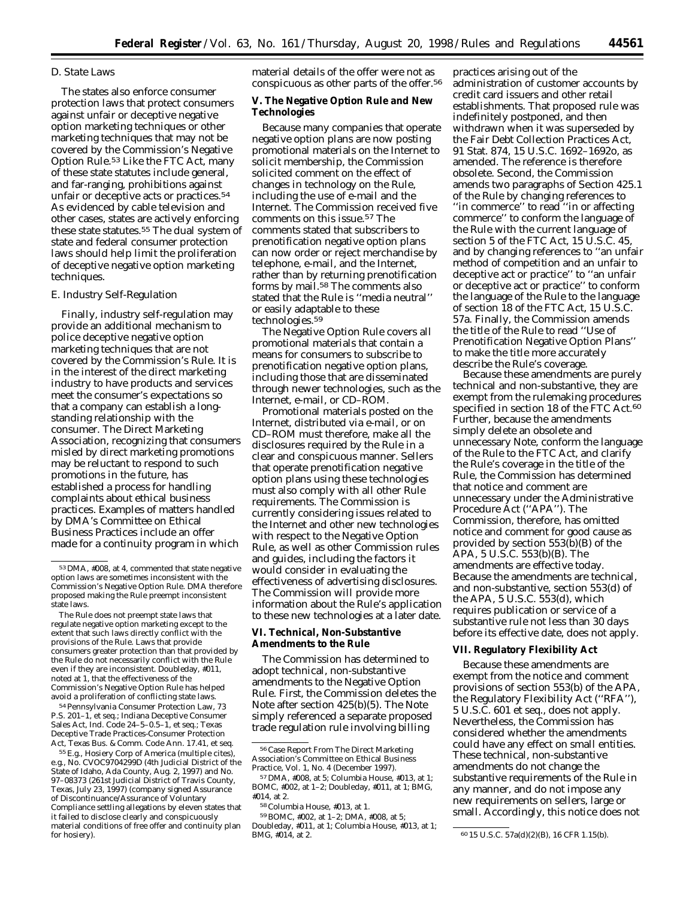### D. State Laws

The states also enforce consumer protection laws that protect consumers against unfair or deceptive negative option marketing techniques or other marketing techniques that may not be covered by the Commission's Negative Option Rule.[53] Like the FTC Act, many of these state statutes include general, and far-ranging, prohibitions against unfair or deceptive acts or practices.[54] As evidenced by cable television and other cases, states are actively enforcing these state statutes.[55] The dual system of state and federal consumer protection laws should help limit the proliferation of deceptive negative option marketing techniques.

### E. Industry Self-Regulation

Finally, industry self-regulation may provide an additional mechanism to police deceptive negative option marketing techniques that are not covered by the Commission's Rule. It is in the interest of the direct marketing industry to have products and services meet the consumer's expectations so that a company can establish a long-standing relationship with the consumer. The Direct Marketing Association, recognizing that consumers misled by direct marketing promotions may be reluctant to respond to such promotions in the future, has established a process for handling complaints about ethical business practices. Examples of matters handled by DMA's Committee on Ethical Business Practices include an offer made for a continuity program in which material details of the offer were not as conspicuous as other parts of the offer.[56]

## V. The Negative Option Rule and New Technologies

Because many companies that operate negative option plans are now posting promotional materials on the Internet to solicit membership, the Commission solicited comment on the effect of changes in technology on the Rule, including the use of e-mail and the Internet. The Commission received five comments on this issue.[57] The comments stated that subscribers to prenotification negative option plans can now order or reject merchandise by telephone, e-mail, and the Internet, rather than by returning prenotification forms by mail.[58] The comments also stated that the Rule is "media neutral" or easily adaptable to these technologies.[59]

The Negative Option Rule covers all promotional materials that contain a means for consumers to subscribe to prenotification negative option plans, including those that are disseminated through newer technologies, such as the Internet, e-mail, or CD–ROM.

Promotional materials posted on the Internet, distributed via e-mail, or on CD–ROM must therefore, make all the disclosures required by the Rule in a clear and conspicuous manner. Sellers that operate prenotification negative option plans using these technologies must also comply with all other Rule requirements. The Commission is currently considering issues related to the Internet and other new technologies with respect to the Negative Option Rule, as well as other Commission rules and guides, including the factors it would consider in evaluating the effectiveness of advertising disclosures. The Commission will provide more information about the Rule's application to these new technologies at a later date.

## VI. Technical, Non-Substantive Amendments to the Rule

The Commission has determined to adopt technical, non-substantive amendments to the Negative Option Rule. First, the Commission deletes the Note after section 425(b)(5). The Note simply referenced a separate proposed trade regulation rule involving billing practices arising out of the administration of customer accounts by credit card issuers and other retail establishments. That proposed rule was indefinitely postponed, and then withdrawn when it was superseded by the Fair Debt Collection Practices Act, 91 Stat. 874, 15 U.S.C. 1692–1692o, as amended. The reference is therefore obsolete. Second, the Commission amends two paragraphs of Section 425.1 of the Rule by changing references to "in commerce" to read "in or affecting commerce" to conform the language of the Rule with the current language of section 5 of the FTC Act, 15 U.S.C. 45, and by changing references to "an unfair method of competition and an unfair to deceptive act or practice" to "an unfair or deceptive act or practice" to conform the language of the Rule to the language of section 18 of the FTC Act, 15 U.S.C. 57a. Finally, the Commission amends the title of the Rule to read "Use of Prenotification Negative Option Plans" to make the title more accurately describe the Rule's coverage.

Because these amendments are purely technical and non-substantive, they are exempt from the rulemaking procedures specified in section 18 of the FTC Act.[60] Further, because the amendments simply delete an obsolete and unnecessary Note, conform the language of the Rule to the FTC Act, and clarify the Rule's coverage in the title of the Rule, the Commission has determined that notice and comment are unnecessary under the Administrative Procedure Act ("APA"). The Commission, therefore, has omitted notice and comment for good cause as provided by section 553(b)(B) of the APA, 5 U.S.C. 553(b)(B). The amendments are effective today. Because the amendments are technical, and non-substantive, section 553(d) of the APA, 5 U.S.C. 553(d), which requires publication or service of a substantive rule not less than 30 days before its effective date, does not apply.

## VII. Regulatory Flexibility Act

Because these amendments are exempt from the notice and comment provisions of section 553(b) of the APA, the Regulatory Flexibility Act ("RFA"), 5 U.S.C. 601 et seq., does not apply. Nevertheless, the Commission has considered whether the amendments could have any effect on small entities. These technical, non-substantive amendments do not change the substantive requirements of the Rule in any manner, and do not impose any new requirements on sellers, large or small. Accordingly, this notice does not

---

[53] DMA, #008, at 4, commented that state negative option laws are sometimes inconsistent with the Commission's Negative Option Rule. DMA therefore proposed making the Rule preempt inconsistent state laws.

The Rule does not preempt state laws that regulate negative option marketing except to the extent that such laws directly conflict with the provisions of the Rule. Laws that provide consumers greater protection than that provided by the Rule do not necessarily conflict with the Rule even if they are inconsistent. Doubleday, #011, noted at 1, that the effectiveness of the Commission's Negative Option Rule has helped avoid a proliferation of conflicting state laws.

[54] Pennsylvania Consumer Protection Law, 73 P.S. 201–1, et seq.; Indiana Deceptive Consumer Sales Act, Ind. Code 24–5–0.5–1, et seq.; Texas Deceptive Trade Practices-Consumer Protection Act, Texas Bus. & Comm. Code Ann. 17.41, et seq.

[55] E.g., Hosiery Corp of America (multiple cites), e.g., No. CVOC9704299D (4th Judicial District of the State of Idaho, Ada County, Aug. 2, 1997) and No. 97–08373 (261st Judicial District of Travis County, Texas, July 23, 1997) (company signed Assurance of Discontinuance/Assurance of Voluntary Compliance settling allegations by eleven states that it failed to disclose clearly and conspicuously material conditions of free offer and continuity plan for hosiery).

[56] Case Report From The Direct Marketing Association's Committee on Ethical Business Practice, Vol. 1, No. 4 (December 1997).

[57] DMA, #008, at 5; Columbia House, #013, at 1; BOMC, #002, at 1–2; Doubleday, #011, at 1; BMG, #014, at 2.

[58] Columbia House, #013, at 1.

[59] BOMC, #002, at 1–2; DMA, #008, at 5; Doubleday, #011, at 1; Columbia House, #013, at 1; BMG, #014, at 2.

[60] 15 U.S.C. 57a(d)(2)(B), 16 CFR 1.15(b).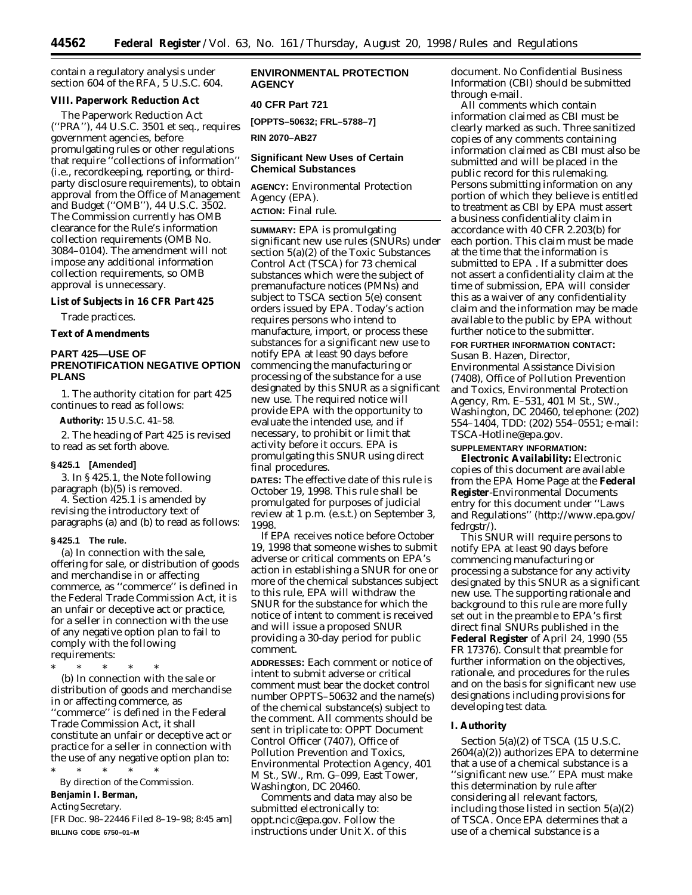contain a regulatory analysis under section 604 of the RFA, 5 U.S.C. 604.

## VIII. Paperwork Reduction Act

The Paperwork Reduction Act (''PRA''), 44 U.S.C. 3501 et seq., requires government agencies, before promulgating rules or other regulations that require ''collections of information'' (i.e., recordkeeping, reporting, or third-party disclosure requirements), to obtain approval from the Office of Management and Budget (''OMB''), 44 U.S.C. 3502. The Commission currently has OMB clearance for the Rule's information collection requirements (OMB No. 3084–0104). The amendment will not impose any additional information collection requirements, so OMB approval is unnecessary.

### List of Subjects in 16 CFR Part 425

Trade practices.

### Text of Amendments

## PART 425—USE OF PRENOTIFICATION NEGATIVE OPTION PLANS

1. The authority citation for part 425 continues to read as follows:

**Authority:** 15 U.S.C. 41–58.

2. The heading of Part 425 is revised to read as set forth above.

### § 425.1 [Amended]

3. In § 425.1, the Note following paragraph (b)(5) is removed.

4. Section 425.1 is amended by revising the introductory text of paragraphs (a) and (b) to read as follows:

### § 425.1 The rule.

(a) In connection with the sale, offering for sale, or distribution of goods and merchandise in or affecting commerce, as ''commerce'' is defined in the Federal Trade Commission Act, it is an unfair or deceptive act or practice, for a seller in connection with the use of any negative option plan to fail to comply with the following requirements:

\* \* \* \* \*

(b) In connection with the sale or distribution of goods and merchandise in or affecting commerce, as ''commerce'' is defined in the Federal Trade Commission Act, it shall constitute an unfair or deceptive act or practice for a seller in connection with the use of any negative option plan to:

\* \* \* \* \*

By direction of the Commission.

**Benjamin I. Berman,**

*Acting Secretary.*

[FR Doc. 98–22446 Filed 8–19–98; 8:45 am]

**BILLING CODE 6750–01–M**

---

## ENVIRONMENTAL PROTECTION AGENCY

### 40 CFR Part 721

**[OPPTS–50632; FRL–5788–7]**

**RIN 2070–AB27**

### Significant New Uses of Certain Chemical Substances

**AGENCY:** Environmental Protection Agency (EPA).

**ACTION:** Final rule.

---

**SUMMARY:** EPA is promulgating significant new use rules (SNURs) under section 5(a)(2) of the Toxic Substances Control Act (TSCA) for 73 chemical substances which were the subject of premanufacture notices (PMNs) and subject to TSCA section 5(e) consent orders issued by EPA. Today's action requires persons who intend to manufacture, import, or process these substances for a significant new use to notify EPA at least 90 days before commencing the manufacturing or processing of the substance for a use designated by this SNUR as a significant new use. The required notice will provide EPA with the opportunity to evaluate the intended use, and if necessary, to prohibit or limit that activity before it occurs. EPA is promulgating this SNUR using direct final procedures.

**DATES:** The effective date of this rule is October 19, 1998. This rule shall be promulgated for purposes of judicial review at 1 p.m. (e.s.t.) on September 3, 1998.

If EPA receives notice before October 19, 1998 that someone wishes to submit adverse or critical comments on EPA's action in establishing a SNUR for one or more of the chemical substances subject to this rule, EPA will withdraw the SNUR for the substance for which the notice of intent to comment is received and will issue a proposed SNUR providing a 30-day period for public comment.

**ADDRESSES:** Each comment or notice of intent to submit adverse or critical comment must bear the docket control number OPPTS–50632 and the name(s) of the chemical substance(s) subject to the comment. All comments should be sent in triplicate to: OPPT Document Control Officer (7407), Office of Pollution Prevention and Toxics, Environmental Protection Agency, 401 M St., SW., Rm. G–099, East Tower, Washington, DC 20460.

Comments and data may also be submitted electronically to: oppt.ncic@epa.gov. Follow the instructions under Unit X. of this document. No Confidential Business Information (CBI) should be submitted through e-mail.

All comments which contain information claimed as CBI must be clearly marked as such. Three sanitized copies of any comments containing information claimed as CBI must also be submitted and will be placed in the public record for this rulemaking. Persons submitting information on any portion of which they believe is entitled to treatment as CBI by EPA must assert a business confidentiality claim in accordance with 40 CFR 2.203(b) for each portion. This claim must be made at the time that the information is submitted to EPA . If a submitter does not assert a confidentiality claim at the time of submission, EPA will consider this as a waiver of any confidentiality claim and the information may be made available to the public by EPA without further notice to the submitter.

**FOR FURTHER INFORMATION CONTACT:** Susan B. Hazen, Director, Environmental Assistance Division (7408), Office of Pollution Prevention and Toxics, Environmental Protection Agency, Rm. E–531, 401 M St., SW., Washington, DC 20460, telephone: (202) 554–1404, TDD: (202) 554–0551; e-mail: TSCA-Hotline@epa.gov.

**SUPPLEMENTARY INFORMATION:**

***Electronic Availability:*** Electronic copies of this document are available from the EPA Home Page at the **Federal Register**-Environmental Documents entry for this document under ''Laws and Regulations'' (http://www.epa.gov/fedrgstr/).

This SNUR will require persons to notify EPA at least 90 days before commencing manufacturing or processing a substance for any activity designated by this SNUR as a significant new use. The supporting rationale and background to this rule are more fully set out in the preamble to EPA's first direct final SNURs published in the **Federal Register** of April 24, 1990 (55 FR 17376). Consult that preamble for further information on the objectives, rationale, and procedures for the rules and on the basis for significant new use designations including provisions for developing test data.

## I. Authority

Section 5(a)(2) of TSCA (15 U.S.C. 2604(a)(2)) authorizes EPA to determine that a use of a chemical substance is a ''significant new use.'' EPA must make this determination by rule after considering all relevant factors, including those listed in section 5(a)(2) of TSCA. Once EPA determines that a use of a chemical substance is a